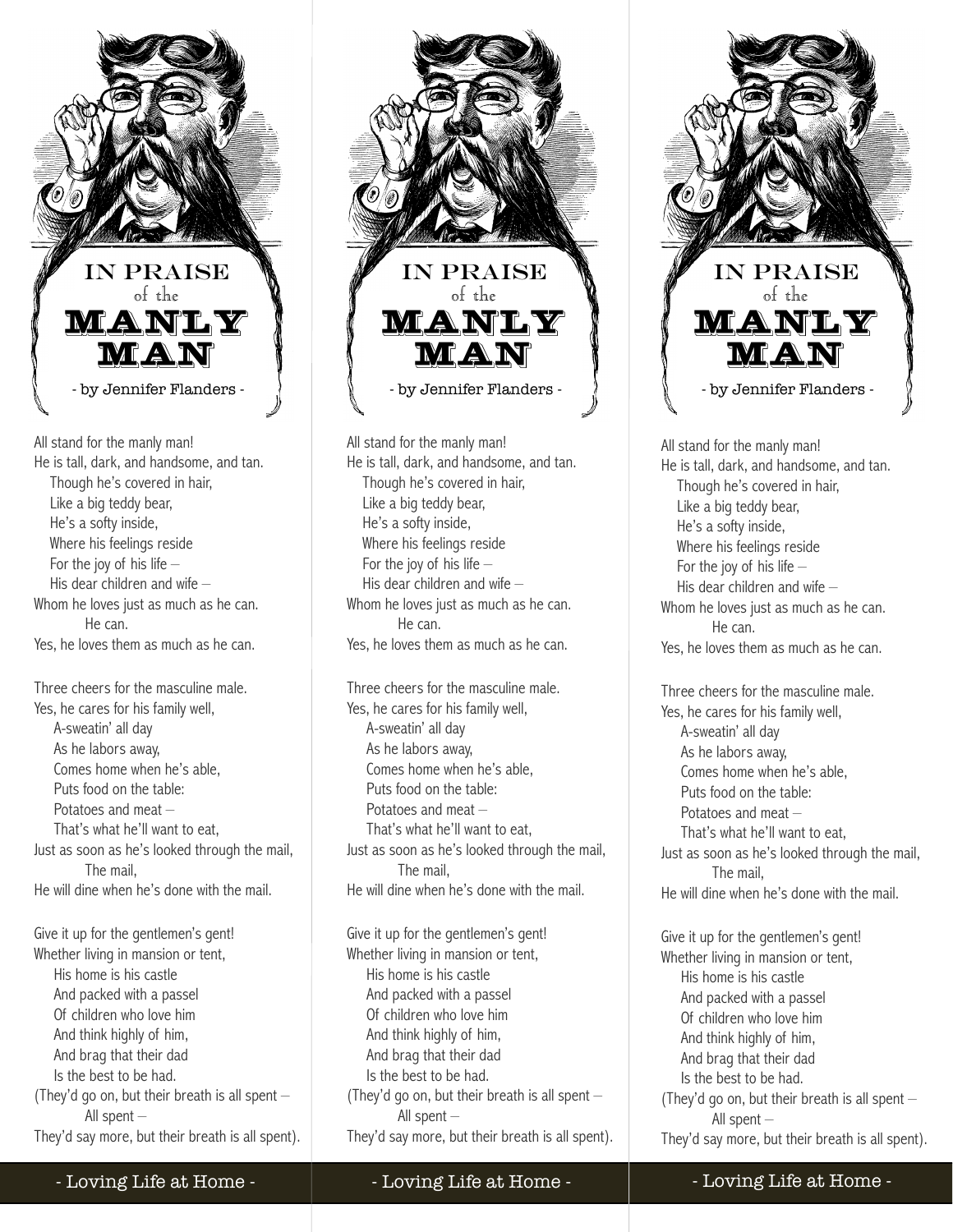# IN PRAISE of the MANLY MAN

- by Jennifer Flanders -

All stand for the manly man!
He is tall, dark, and handsome, and tan.
Though he's covered in hair,
Like a big teddy bear,
He's a softy inside,
Where his feelings reside
For the joy of his life –
His dear children and wife –
Whom he loves just as much as he can.
He can.
Yes, he loves them as much as he can.

Three cheers for the masculine male.
Yes, he cares for his family well,
A-sweatin' all day
As he labors away,
Comes home when he's able,
Puts food on the table:
Potatoes and meat –
That's what he'll want to eat,
Just as soon as he's looked through the mail,
The mail,
He will dine when he's done with the mail.

Give it up for the gentlemen's gent!
Whether living in mansion or tent,
His home is his castle
And packed with a passel
Of children who love him
And think highly of him,
And brag that their dad
Is the best to be had.
(They'd go on, but their breath is all spent –
All spent –
They'd say more, but their breath is all spent).

- Loving Life at Home -

# IN PRAISE of the MANLY MAN

- by Jennifer Flanders -

All stand for the manly man!
He is tall, dark, and handsome, and tan.
Though he's covered in hair,
Like a big teddy bear,
He's a softy inside,
Where his feelings reside
For the joy of his life –
His dear children and wife –
Whom he loves just as much as he can.
He can.
Yes, he loves them as much as he can.

Three cheers for the masculine male.
Yes, he cares for his family well,
A-sweatin' all day
As he labors away,
Comes home when he's able,
Puts food on the table:
Potatoes and meat –
That's what he'll want to eat,
Just as soon as he's looked through the mail,
The mail,
He will dine when he's done with the mail.

Give it up for the gentlemen's gent!
Whether living in mansion or tent,
His home is his castle
And packed with a passel
Of children who love him
And think highly of him,
And brag that their dad
Is the best to be had.
(They'd go on, but their breath is all spent –
All spent –
They'd say more, but their breath is all spent).

- Loving Life at Home -

# IN PRAISE of the MANLY MAN

- by Jennifer Flanders -

All stand for the manly man!
He is tall, dark, and handsome, and tan.
Though he's covered in hair,
Like a big teddy bear,
He's a softy inside,
Where his feelings reside
For the joy of his life –
His dear children and wife –
Whom he loves just as much as he can.
He can.
Yes, he loves them as much as he can.

Three cheers for the masculine male.
Yes, he cares for his family well,
A-sweatin' all day
As he labors away,
Comes home when he's able,
Puts food on the table:
Potatoes and meat –
That's what he'll want to eat,
Just as soon as he's looked through the mail,
The mail,
He will dine when he's done with the mail.

Give it up for the gentlemen's gent!
Whether living in mansion or tent,
His home is his castle
And packed with a passel
Of children who love him
And think highly of him,
And brag that their dad
Is the best to be had.
(They'd go on, but their breath is all spent –
All spent –
They'd say more, but their breath is all spent).

- Loving Life at Home -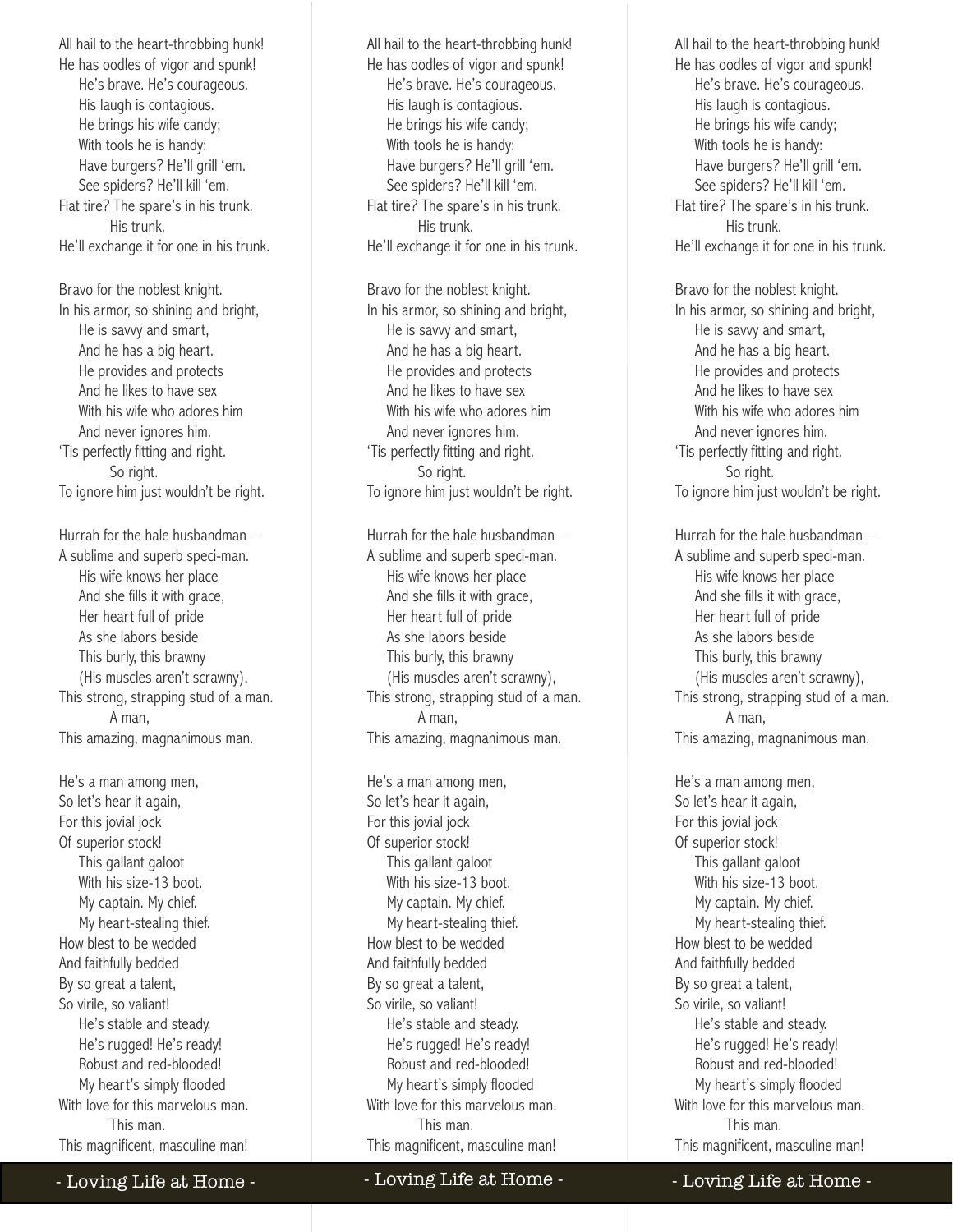All hail to the heart-throbbing hunk!
He has oodles of vigor and spunk!
He's brave. He's courageous.
His laugh is contagious.
He brings his wife candy;
With tools he is handy:
Have burgers? He'll grill 'em.
See spiders? He'll kill 'em.
Flat tire? The spare's in his trunk.
His trunk.
He'll exchange it for one in his trunk.

Bravo for the noblest knight.
In his armor, so shining and bright,
He is savvy and smart,
And he has a big heart.
He provides and protects
And he likes to have sex
With his wife who adores him
And never ignores him.
'Tis perfectly fitting and right.
So right.
To ignore him just wouldn't be right.

Hurrah for the hale husbandman –
A sublime and superb speci-man.
His wife knows her place
And she fills it with grace,
Her heart full of pride
As she labors beside
This burly, this brawny
(His muscles aren't scrawny),
This strong, strapping stud of a man.
A man,
This amazing, magnanimous man.

He's a man among men,
So let's hear it again,
For this jovial jock
Of superior stock!
This gallant galoot
With his size-13 boot.
My captain. My chief.
My heart-stealing thief.
How blest to be wedded
And faithfully bedded
By so great a talent,
So virile, so valiant!
He's stable and steady.
He's rugged! He's ready!
Robust and red-blooded!
My heart's simply flooded
With love for this marvelous man.
This man.
This magnificent, masculine man!

- Loving Life at Home -

All hail to the heart-throbbing hunk!
He has oodles of vigor and spunk!
He's brave. He's courageous.
His laugh is contagious.
He brings his wife candy;
With tools he is handy:
Have burgers? He'll grill 'em.
See spiders? He'll kill 'em.
Flat tire? The spare's in his trunk.
His trunk.
He'll exchange it for one in his trunk.

Bravo for the noblest knight.
In his armor, so shining and bright,
He is savvy and smart,
And he has a big heart.
He provides and protects
And he likes to have sex
With his wife who adores him
And never ignores him.
'Tis perfectly fitting and right.
So right.
To ignore him just wouldn't be right.

Hurrah for the hale husbandman –
A sublime and superb speci-man.
His wife knows her place
And she fills it with grace,
Her heart full of pride
As she labors beside
This burly, this brawny
(His muscles aren't scrawny),
This strong, strapping stud of a man.
A man,
This amazing, magnanimous man.

He's a man among men,
So let's hear it again,
For this jovial jock
Of superior stock!
This gallant galoot
With his size-13 boot.
My captain. My chief.
My heart-stealing thief.
How blest to be wedded
And faithfully bedded
By so great a talent,
So virile, so valiant!
He's stable and steady.
He's rugged! He's ready!
Robust and red-blooded!
My heart's simply flooded
With love for this marvelous man.
This man.
This magnificent, masculine man!

- Loving Life at Home -

All hail to the heart-throbbing hunk!
He has oodles of vigor and spunk!
He's brave. He's courageous.
His laugh is contagious.
He brings his wife candy;
With tools he is handy:
Have burgers? He'll grill 'em.
See spiders? He'll kill 'em.
Flat tire? The spare's in his trunk.
His trunk.
He'll exchange it for one in his trunk.

Bravo for the noblest knight.
In his armor, so shining and bright,
He is savvy and smart,
And he has a big heart.
He provides and protects
And he likes to have sex
With his wife who adores him
And never ignores him.
'Tis perfectly fitting and right.
So right.
To ignore him just wouldn't be right.

Hurrah for the hale husbandman –
A sublime and superb speci-man.
His wife knows her place
And she fills it with grace,
Her heart full of pride
As she labors beside
This burly, this brawny
(His muscles aren't scrawny),
This strong, strapping stud of a man.
A man,
This amazing, magnanimous man.

He's a man among men,
So let's hear it again,
For this jovial jock
Of superior stock!
This gallant galoot
With his size-13 boot.
My captain. My chief.
My heart-stealing thief.
How blest to be wedded
And faithfully bedded
By so great a talent,
So virile, so valiant!
He's stable and steady.
He's rugged! He's ready!
Robust and red-blooded!
My heart's simply flooded
With love for this marvelous man.
This man.
This magnificent, masculine man!

- Loving Life at Home -